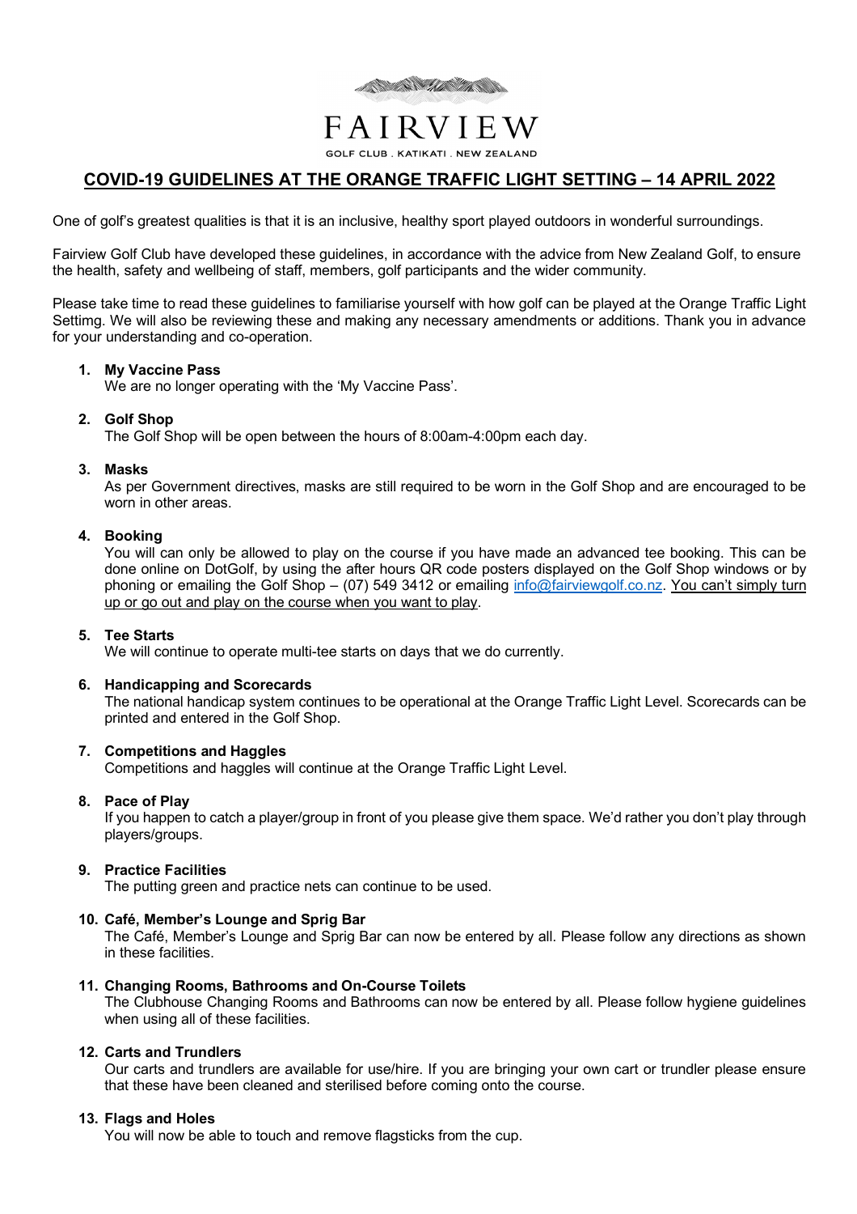FAIRVIEW

GOLF CLUB . KATIKATI . NEW ZEALAND

# COVID-19 GUIDELINES AT THE ORANGE TRAFFIC LIGHT SETTING – 14 APRIL 2022

One of golf's greatest qualities is that it is an inclusive, healthy sport played outdoors in wonderful surroundings.

Fairview Golf Club have developed these guidelines, in accordance with the advice from New Zealand Golf, to ensure the health, safety and wellbeing of staff, members, golf participants and the wider community.

Please take time to read these guidelines to familiarise yourself with how golf can be played at the Orange Traffic Light Settimg. We will also be reviewing these and making any necessary amendments or additions. Thank you in advance for your understanding and co-operation.

1. **My Vaccine Pass**
   We are no longer operating with the 'My Vaccine Pass'.

2. **Golf Shop**
   The Golf Shop will be open between the hours of 8:00am-4:00pm each day.

3. **Masks**
   As per Government directives, masks are still required to be worn in the Golf Shop and are encouraged to be worn in other areas.

4. **Booking**
   You will can only be allowed to play on the course if you have made an advanced tee booking. This can be done online on DotGolf, by using the after hours QR code posters displayed on the Golf Shop windows or by phoning or emailing the Golf Shop – (07) 549 3412 or emailing info@fairviewgolf.co.nz. You can't simply turn up or go out and play on the course when you want to play.

5. **Tee Starts**
   We will continue to operate multi-tee starts on days that we do currently.

6. **Handicapping and Scorecards**
   The national handicap system continues to be operational at the Orange Traffic Light Level. Scorecards can be printed and entered in the Golf Shop.

7. **Competitions and Haggles**
   Competitions and haggles will continue at the Orange Traffic Light Level.

8. **Pace of Play**
   If you happen to catch a player/group in front of you please give them space. We'd rather you don't play through players/groups.

9. **Practice Facilities**
   The putting green and practice nets can continue to be used.

10. **Café, Member's Lounge and Sprig Bar**
    The Café, Member's Lounge and Sprig Bar can now be entered by all. Please follow any directions as shown in these facilities.

11. **Changing Rooms, Bathrooms and On-Course Toilets**
    The Clubhouse Changing Rooms and Bathrooms can now be entered by all. Please follow hygiene guidelines when using all of these facilities.

12. **Carts and Trundlers**
    Our carts and trundlers are available for use/hire. If you are bringing your own cart or trundler please ensure that these have been cleaned and sterilised before coming onto the course.

13. **Flags and Holes**
    You will now be able to touch and remove flagsticks from the cup.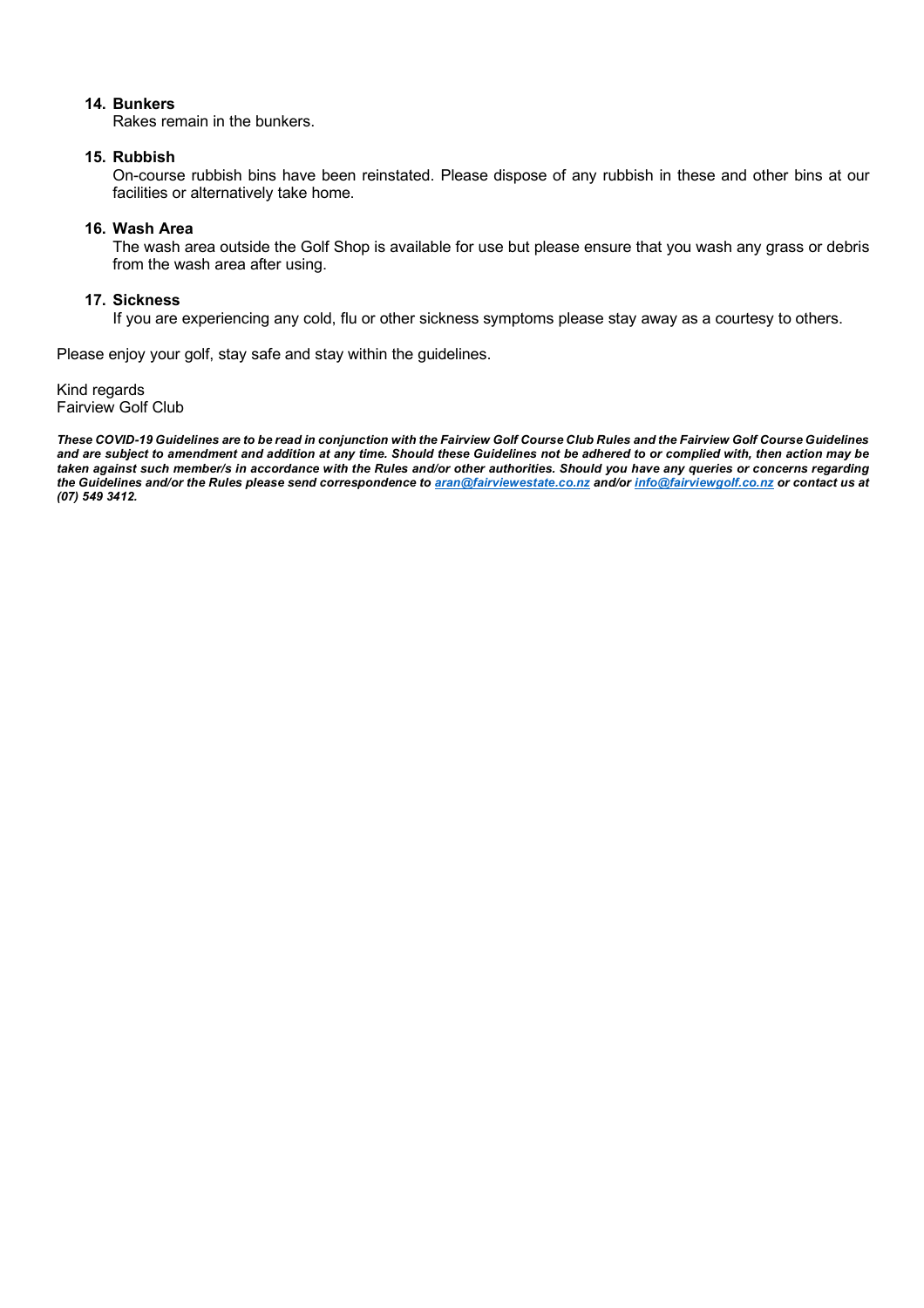14. **Bunkers**
    Rakes remain in the bunkers.

15. **Rubbish**
    On-course rubbish bins have been reinstated. Please dispose of any rubbish in these and other bins at our facilities or alternatively take home.

16. **Wash Area**
    The wash area outside the Golf Shop is available for use but please ensure that you wash any grass or debris from the wash area after using.

17. **Sickness**
    If you are experiencing any cold, flu or other sickness symptoms please stay away as a courtesy to others.

Please enjoy your golf, stay safe and stay within the guidelines.

Kind regards
Fairview Golf Club

***These COVID-19 Guidelines are to be read in conjunction with the Fairview Golf Course Club Rules and the Fairview Golf Course Guidelines and are subject to amendment and addition at any time. Should these Guidelines not be adhered to or complied with, then action may be taken against such member/s in accordance with the Rules and/or other authorities. Should you have any queries or concerns regarding the Guidelines and/or the Rules please send correspondence to aran@fairviewestate.co.nz and/or info@fairviewgolf.co.nz or contact us at (07) 549 3412.***